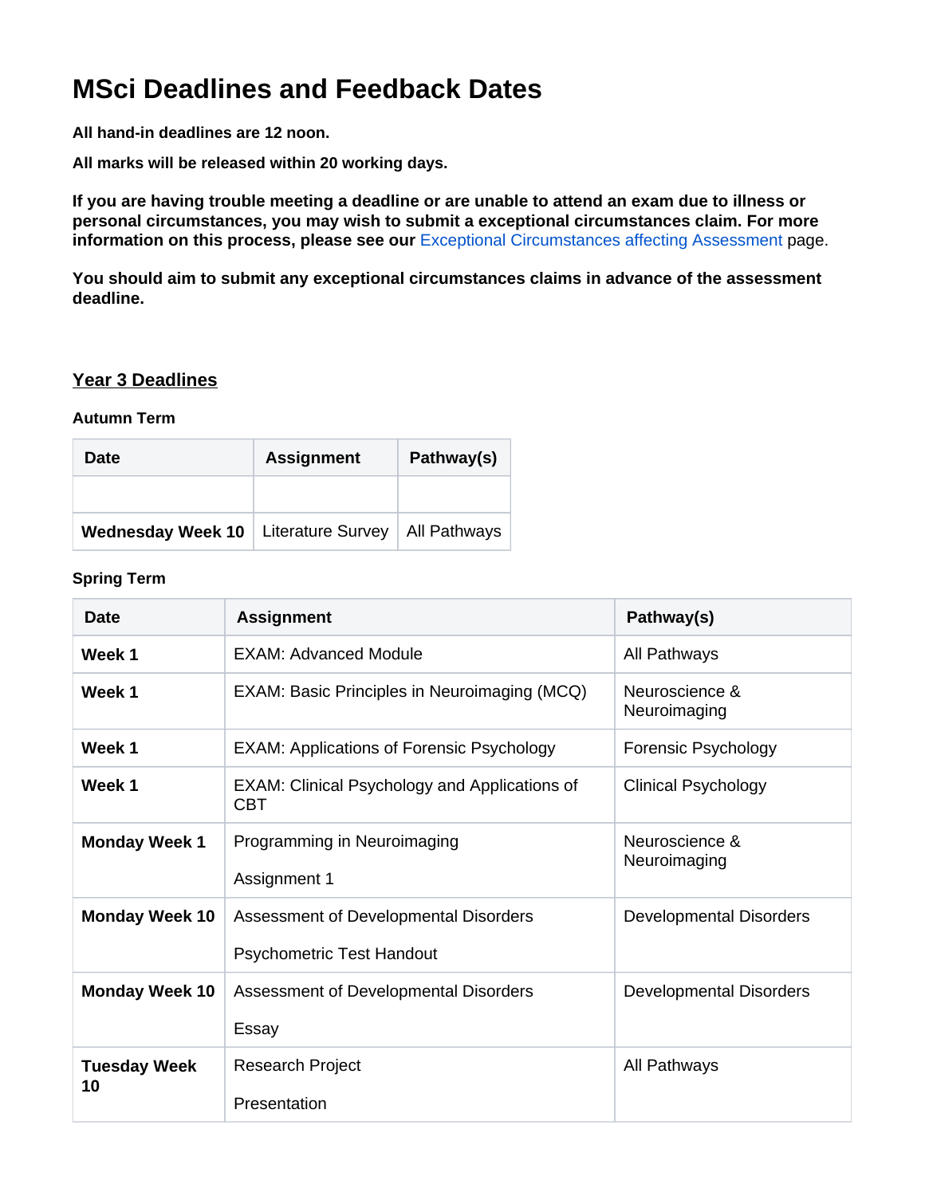# MSci Deadlines and Feedback Dates

**All hand-in deadlines are 12 noon.**

**All marks will be released within 20 working days.**

**If you are having trouble meeting a deadline or are unable to attend an exam due to illness or personal circumstances, you may wish to submit a exceptional circumstances claim. For more information on this process, please see our** Exceptional Circumstances affecting Assessment page.

**You should aim to submit any exceptional circumstances claims in advance of the assessment deadline.**

## Year 3 Deadlines

### Autumn Term

| Date | Assignment | Pathway(s) |
|---|---|---|
| | | |
| **Wednesday Week 10** | Literature Survey | All Pathways |

### Spring Term

| Date | Assignment | Pathway(s) |
|---|---|---|
| **Week 1** | EXAM: Advanced Module | All Pathways |
| **Week 1** | EXAM: Basic Principles in Neuroimaging (MCQ) | Neuroscience & Neuroimaging |
| **Week 1** | EXAM: Applications of Forensic Psychology | Forensic Psychology |
| **Week 1** | EXAM: Clinical Psychology and Applications of CBT | Clinical Psychology |
| **Monday Week 1** | Programming in Neuroimaging<br><br>Assignment 1 | Neuroscience & Neuroimaging |
| **Monday Week 10** | Assessment of Developmental Disorders<br><br>Psychometric Test Handout | Developmental Disorders |
| **Monday Week 10** | Assessment of Developmental Disorders<br><br>Essay | Developmental Disorders |
| **Tuesday Week 10** | Research Project<br><br>Presentation | All Pathways |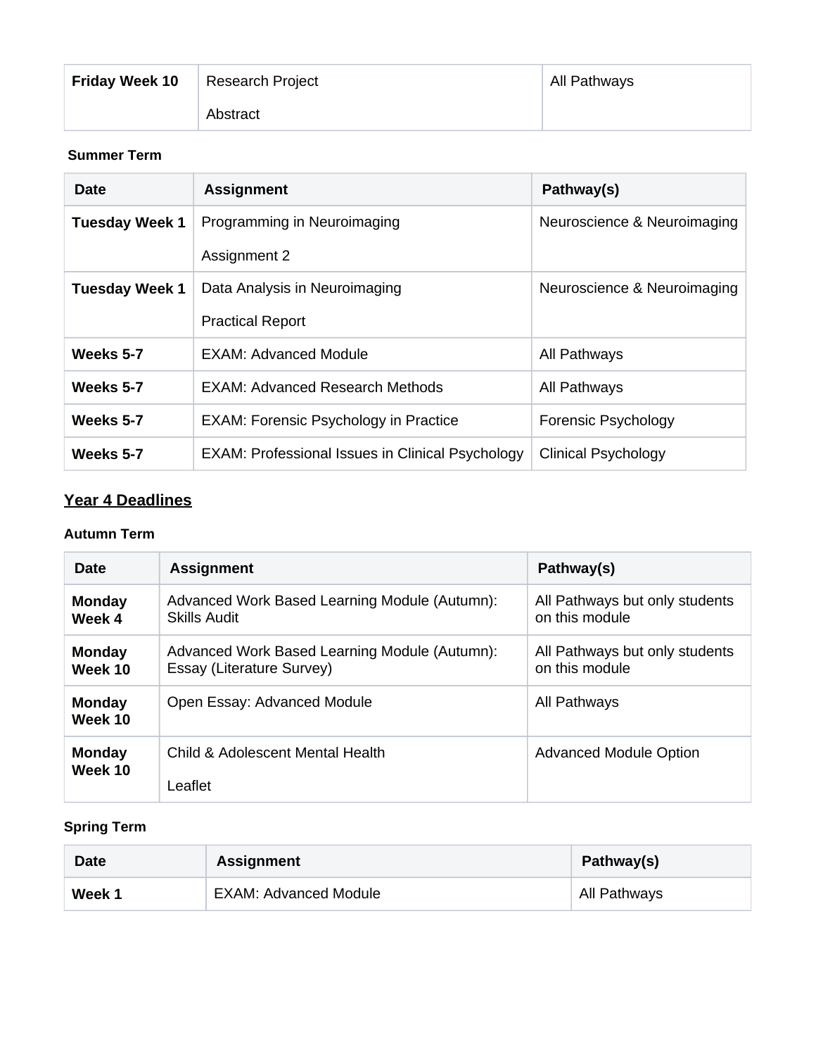| Friday Week 10 | Research Project<br>Abstract | All Pathways |
|---|---|---|

**Summer Term**

| Date | Assignment | Pathway(s) |
|---|---|---|
| **Tuesday Week 1** | Programming in Neuroimaging<br>Assignment 2 | Neuroscience & Neuroimaging |
| **Tuesday Week 1** | Data Analysis in Neuroimaging<br>Practical Report | Neuroscience & Neuroimaging |
| **Weeks 5-7** | EXAM: Advanced Module | All Pathways |
| **Weeks 5-7** | EXAM: Advanced Research Methods | All Pathways |
| **Weeks 5-7** | EXAM: Forensic Psychology in Practice | Forensic Psychology |
| **Weeks 5-7** | EXAM: Professional Issues in Clinical Psychology | Clinical Psychology |

## Year 4 Deadlines

**Autumn Term**

| Date | Assignment | Pathway(s) |
|---|---|---|
| **Monday Week 4** | Advanced Work Based Learning Module (Autumn): Skills Audit | All Pathways but only students on this module |
| **Monday Week 10** | Advanced Work Based Learning Module (Autumn): Essay (Literature Survey) | All Pathways but only students on this module |
| **Monday Week 10** | Open Essay: Advanced Module | All Pathways |
| **Monday Week 10** | Child & Adolescent Mental Health<br>Leaflet | Advanced Module Option |

**Spring Term**

| Date | Assignment | Pathway(s) |
|---|---|---|
| **Week 1** | EXAM: Advanced Module | All Pathways |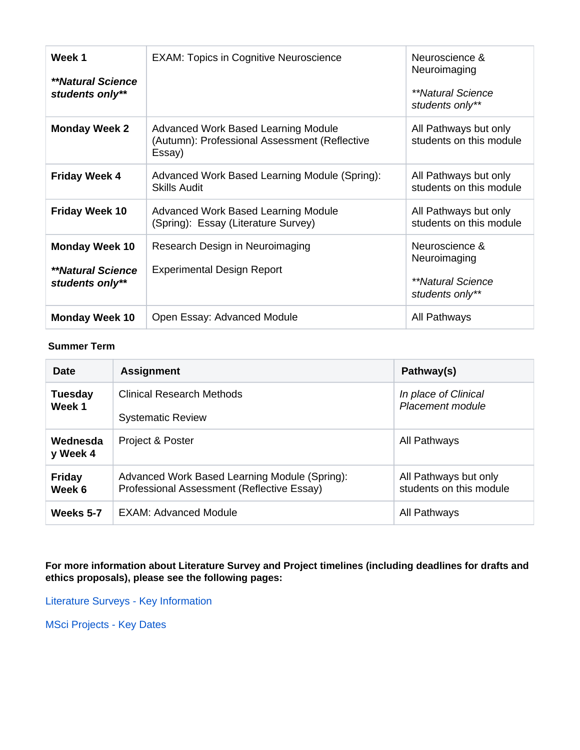| | | |
|---|---|---|
| **Week 1**<br><br>***Natural Science students only*** | EXAM: Topics in Cognitive Neuroscience | Neuroscience & Neuroimaging<br><br>*Natural Science students only* |
| **Monday Week 2** | Advanced Work Based Learning Module (Autumn): Professional Assessment (Reflective Essay) | All Pathways but only students on this module |
| **Friday Week 4** | Advanced Work Based Learning Module (Spring): Skills Audit | All Pathways but only students on this module |
| **Friday Week 10** | Advanced Work Based Learning Module (Spring): Essay (Literature Survey) | All Pathways but only students on this module |
| **Monday Week 10**<br><br>***Natural Science students only*** | Research Design in Neuroimaging<br><br>Experimental Design Report | Neuroscience & Neuroimaging<br><br>*Natural Science students only* |
| **Monday Week 10** | Open Essay: Advanced Module | All Pathways |

**Summer Term**

| Date | Assignment | Pathway(s) |
|---|---|---|
| **Tuesday Week 1** | Clinical Research Methods<br><br>Systematic Review | *In place of Clinical Placement module* |
| **Wednesday Week 4** | Project & Poster | All Pathways |
| **Friday Week 6** | Advanced Work Based Learning Module (Spring): Professional Assessment (Reflective Essay) | All Pathways but only students on this module |
| **Weeks 5-7** | EXAM: Advanced Module | All Pathways |

**For more information about Literature Survey and Project timelines (including deadlines for drafts and ethics proposals), please see the following pages:**

Literature Surveys - Key Information

MSci Projects - Key Dates